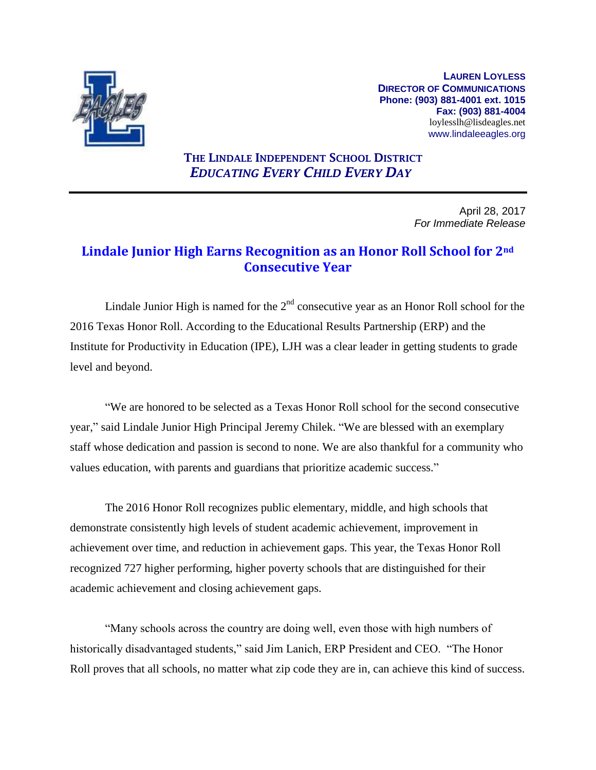**LAUREN LOYLESS**
**DIRECTOR OF COMMUNICATIONS**
**Phone: (903) 881-4001 ext. 1015**
**Fax: (903) 881-4004**
loylesslh@lisdeagles.net
www.lindaleeagles.org

**THE LINDALE INDEPENDENT SCHOOL DISTRICT**
***EDUCATING EVERY CHILD EVERY DAY***

April 28, 2017
*For Immediate Release*

# Lindale Junior High Earns Recognition as an Honor Roll School for 2nd Consecutive Year

Lindale Junior High is named for the 2nd consecutive year as an Honor Roll school for the 2016 Texas Honor Roll. According to the Educational Results Partnership (ERP) and the Institute for Productivity in Education (IPE), LJH was a clear leader in getting students to grade level and beyond.

"We are honored to be selected as a Texas Honor Roll school for the second consecutive year," said Lindale Junior High Principal Jeremy Chilek. "We are blessed with an exemplary staff whose dedication and passion is second to none. We are also thankful for a community who values education, with parents and guardians that prioritize academic success."

The 2016 Honor Roll recognizes public elementary, middle, and high schools that demonstrate consistently high levels of student academic achievement, improvement in achievement over time, and reduction in achievement gaps. This year, the Texas Honor Roll recognized 727 higher performing, higher poverty schools that are distinguished for their academic achievement and closing achievement gaps.

"Many schools across the country are doing well, even those with high numbers of historically disadvantaged students," said Jim Lanich, ERP President and CEO. "The Honor Roll proves that all schools, no matter what zip code they are in, can achieve this kind of success.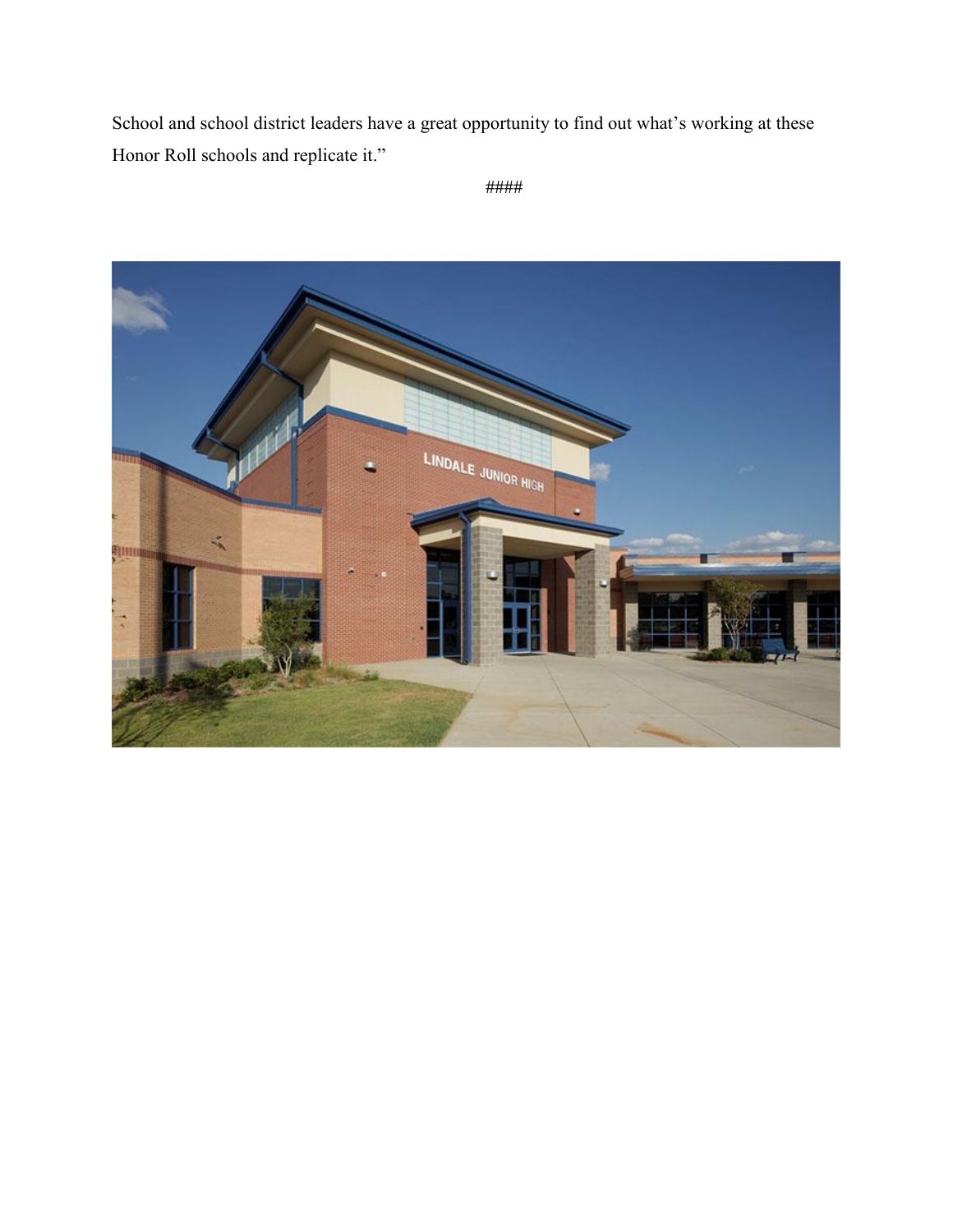School and school district leaders have a great opportunity to find out what's working at these Honor Roll schools and replicate it."

####